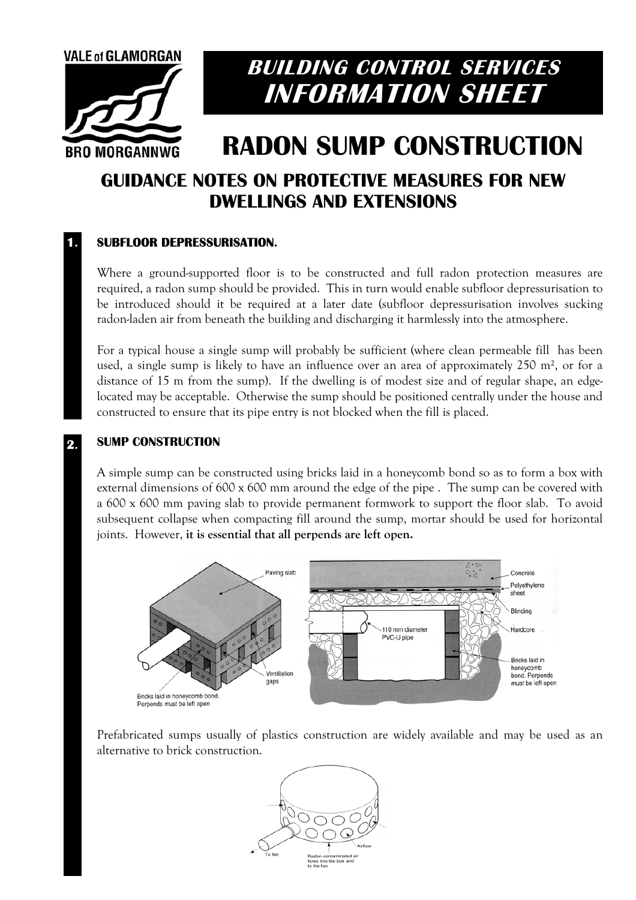VALE of GLAMORGAN

BRO MORGANNWG

# BUILDING CONTROL SERVICES INFORMATION SHEET

# RADON SUMP CONSTRUCTION

## GUIDANCE NOTES ON PROTECTIVE MEASURES FOR NEW DWELLINGS AND EXTENSIONS

### 1. SUBFLOOR DEPRESSURISATION.

Where a ground-supported floor is to be constructed and full radon protection measures are required, a radon sump should be provided. This in turn would enable subfloor depressurisation to be introduced should it be required at a later date (subfloor depressurisation involves sucking radon-laden air from beneath the building and discharging it harmlessly into the atmosphere.

For a typical house a single sump will probably be sufficient (where clean permeable fill has been used, a single sump is likely to have an influence over an area of approximately 250 m$^2$, or for a distance of 15 m from the sump). If the dwelling is of modest size and of regular shape, an edge-located may be acceptable. Otherwise the sump should be positioned centrally under the house and constructed to ensure that its pipe entry is not blocked when the fill is placed.

### 2. SUMP CONSTRUCTION

A simple sump can be constructed using bricks laid in a honeycomb bond so as to form a box with external dimensions of 600 x 600 mm around the edge of the pipe . The sump can be covered with a 600 x 600 mm paving slab to provide permanent formwork to support the floor slab. To avoid subsequent collapse when compacting fill around the sump, mortar should be used for horizontal joints. However, **it is essential that all perpends are left open.**

Paving slab; Ventilation gaps; Bricks laid in honeycomb bond. Perpends must be left open

Concrete; Polyethylene sheet; Blinding; Hardcore; 110 mm diameter PVC-U pipe; Bricks laid in honeycomb bond. Perpends must be left open

Prefabricated sumps usually of plastics construction are widely available and may be used as an alternative to brick construction.

To fan; Airflow; Radon-contaminated air flows into the box and to the fan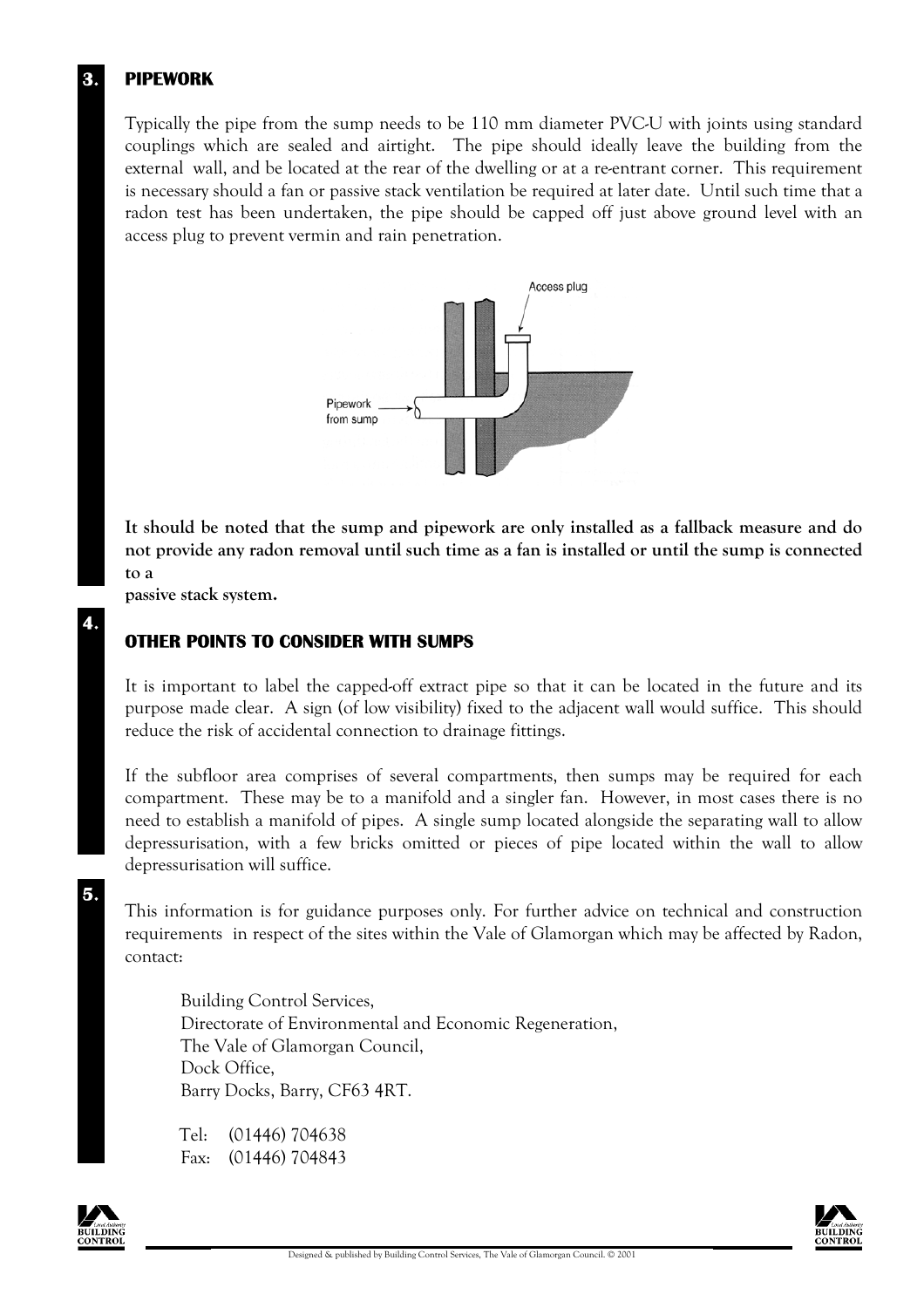## 3. PIPEWORK

Typically the pipe from the sump needs to be 110 mm diameter PVC-U with joints using standard couplings which are sealed and airtight. The pipe should ideally leave the building from the external wall, and be located at the rear of the dwelling or at a re-entrant corner. This requirement is necessary should a fan or passive stack ventilation be required at later date. Until such time that a radon test has been undertaken, the pipe should be capped off just above ground level with an access plug to prevent vermin and rain penetration.

Access plug

Pipework from sump

**It should be noted that the sump and pipework are only installed as a fallback measure and do not provide any radon removal until such time as a fan is installed or until the sump is connected to a passive stack system.**

## 4. OTHER POINTS TO CONSIDER WITH SUMPS

It is important to label the capped-off extract pipe so that it can be located in the future and its purpose made clear. A sign (of low visibility) fixed to the adjacent wall would suffice. This should reduce the risk of accidental connection to drainage fittings.

If the subfloor area comprises of several compartments, then sumps may be required for each compartment. These may be to a manifold and a singler fan. However, in most cases there is no need to establish a manifold of pipes. A single sump located alongside the separating wall to allow depressurisation, with a few bricks omitted or pieces of pipe located within the wall to allow depressurisation will suffice.

## 5.

This information is for guidance purposes only. For further advice on technical and construction requirements in respect of the sites within the Vale of Glamorgan which may be affected by Radon, contact:

Building Control Services,
Directorate of Environmental and Economic Regeneration,
The Vale of Glamorgan Council,
Dock Office,
Barry Docks, Barry, CF63 4RT.

Tel: (01446) 704638
Fax: (01446) 704843

Designed & published by Building Control Services, The Vale of Glamorgan Council. © 2001